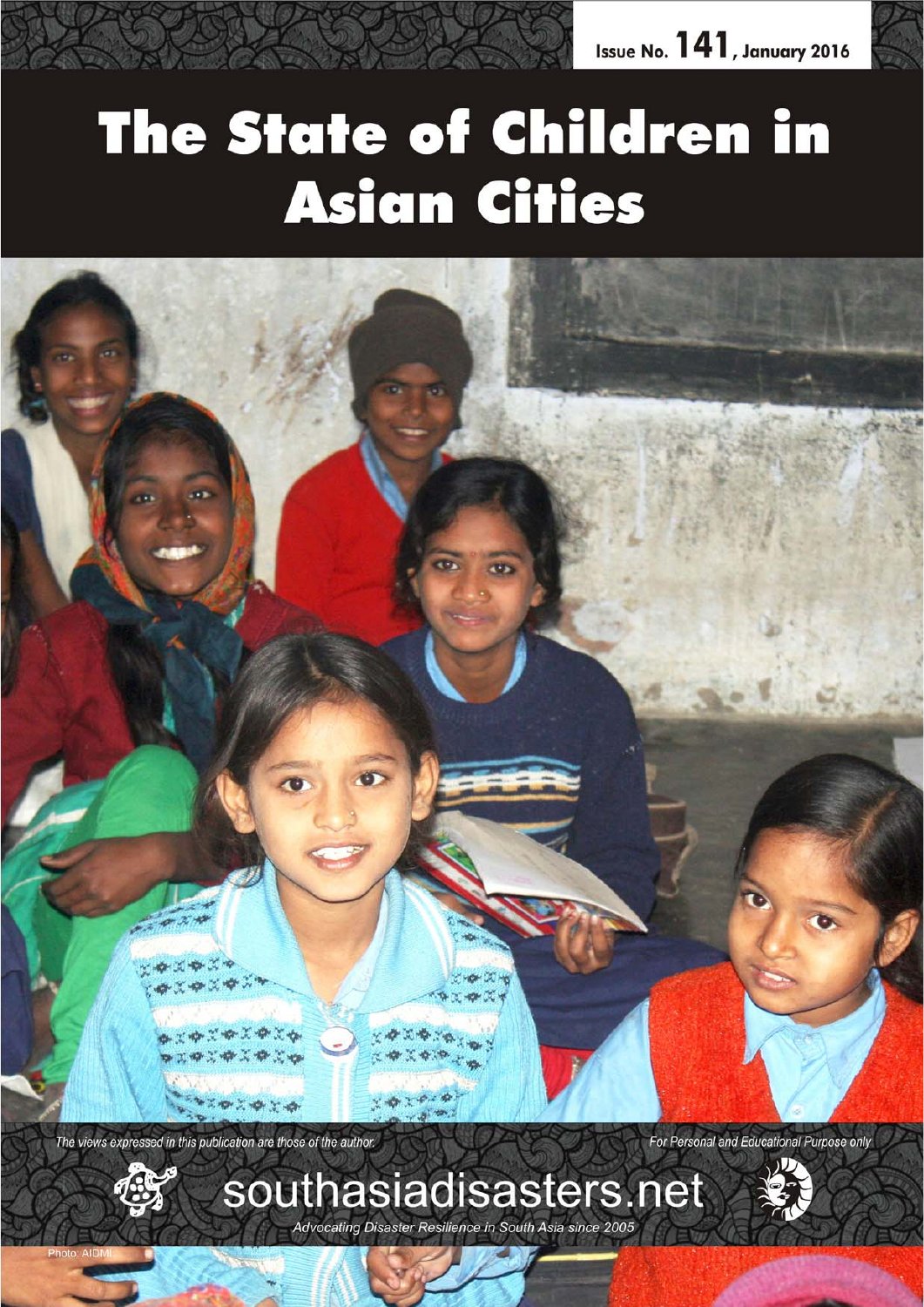Issue No. 141, January 2016

# The State of Children in Asian Cities

*The views expressed in this publication are those of the author.*

*For Personal and Educational Purpose only*

southasiadisasters.net

*Advocating Disaster Resilience in South Asia since 2005*

Photo: AIDMI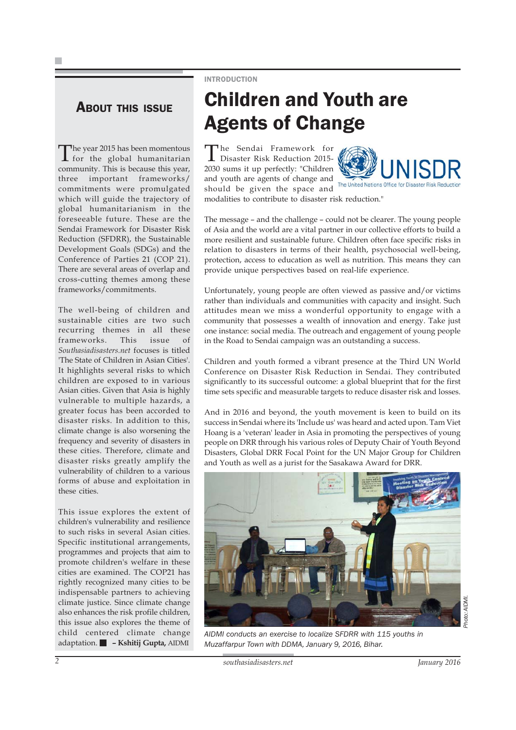## About this Issue

The year 2015 has been momentous for the global humanitarian community. This is because this year, three important frameworks/commitments were promulgated which will guide the trajectory of global humanitarianism in the foreseeable future. These are the Sendai Framework for Disaster Risk Reduction (SFDRR), the Sustainable Development Goals (SDGs) and the Conference of Parties 21 (COP 21). There are several areas of overlap and cross-cutting themes among these frameworks/commitments.

The well-being of children and sustainable cities are two such recurring themes in all these frameworks. This issue of *Southasiadisasters.net* focuses is titled 'The State of Children in Asian Cities'. It highlights several risks to which children are exposed to in various Asian cities. Given that Asia is highly vulnerable to multiple hazards, a greater focus has been accorded to disaster risks. In addition to this, climate change is also worsening the frequency and severity of disasters in these cities. Therefore, climate and disaster risks greatly amplify the vulnerability of children to a various forms of abuse and exploitation in these cities.

This issue explores the extent of children's vulnerability and resilience to such risks in several Asian cities. Specific institutional arrangements, programmes and projects that aim to promote children's welfare in these cities are examined. The COP21 has rightly recognized many cities to be indispensable partners to achieving climate justice. Since climate change also enhances the risk profile children, this issue also explores the theme of child centered climate change adaptation. ■ **– Kshitij Gupta,** AIDMI

INTRODUCTION

# Children and Youth are Agents of Change

The Sendai Framework for Disaster Risk Reduction 2015-2030 sums it up perfectly: "Children and youth are agents of change and should be given the space and modalities to contribute to disaster risk reduction."

UNISDR
The United Nations Office for Disaster Risk Reduction

The message – and the challenge – could not be clearer. The young people of Asia and the world are a vital partner in our collective efforts to build a more resilient and sustainable future. Children often face specific risks in relation to disasters in terms of their health, psychosocial well-being, protection, access to education as well as nutrition. This means they can provide unique perspectives based on real-life experience.

Unfortunately, young people are often viewed as passive and/or victims rather than individuals and communities with capacity and insight. Such attitudes mean we miss a wonderful opportunity to engage with a community that possesses a wealth of innovation and energy. Take just one instance: social media. The outreach and engagement of young people in the Road to Sendai campaign was an outstanding a success.

Children and youth formed a vibrant presence at the Third UN World Conference on Disaster Risk Reduction in Sendai. They contributed significantly to its successful outcome: a global blueprint that for the first time sets specific and measurable targets to reduce disaster risk and losses.

And in 2016 and beyond, the youth movement is keen to build on its success in Sendai where its 'Include us' was heard and acted upon. Tam Viet Hoang is a 'veteran' leader in Asia in promoting the perspectives of young people on DRR through his various roles of Deputy Chair of Youth Beyond Disasters, Global DRR Focal Point for the UN Major Group for Children and Youth as well as a jurist for the Sasakawa Award for DRR.

Photo: AIDMI.

*AIDMI conducts an exercise to localize SFDRR with 115 youths in Muzaffarpur Town with DDMA, January 9, 2016, Bihar.*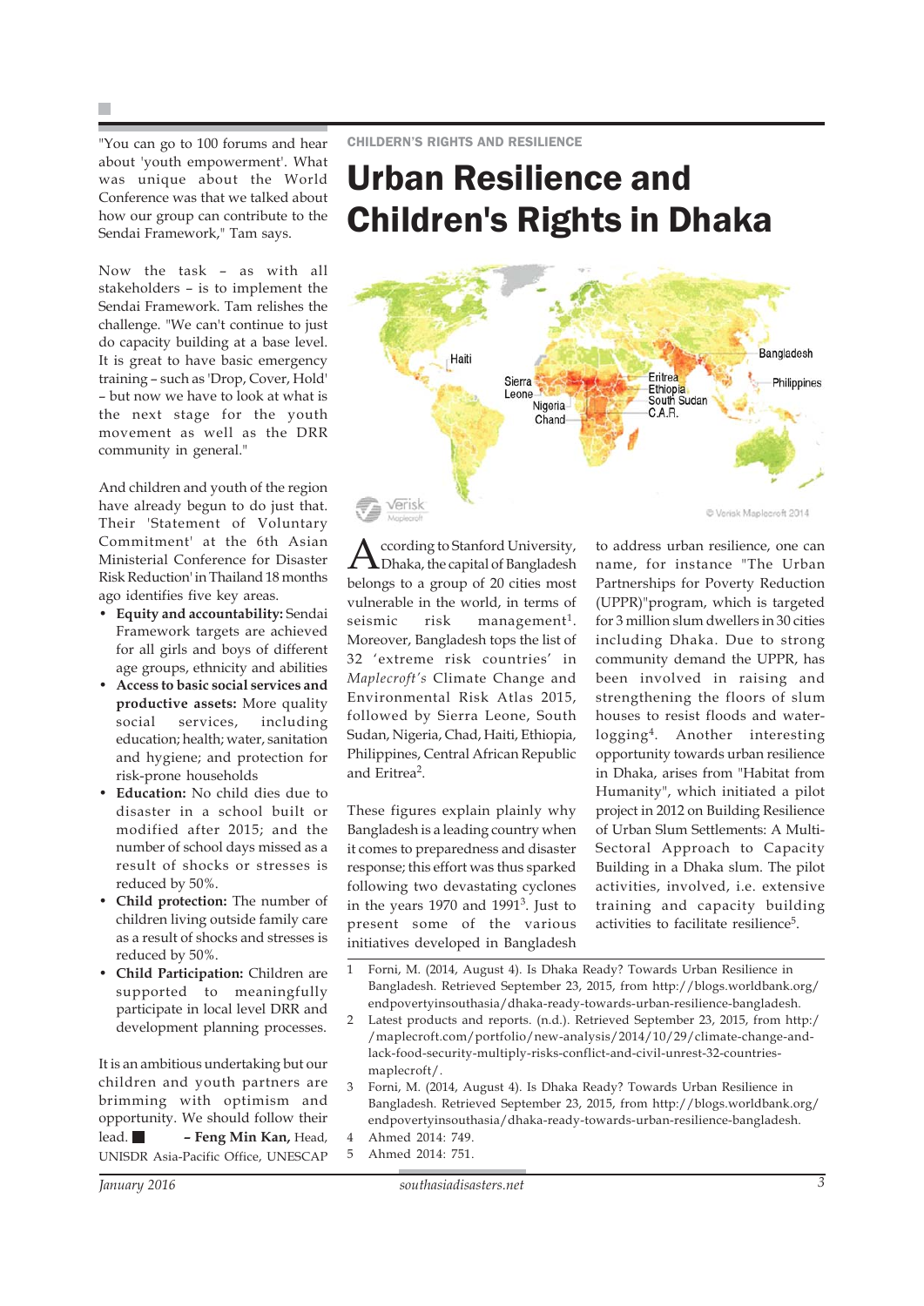"You can go to 100 forums and hear about 'youth empowerment'. What was unique about the World Conference was that we talked about how our group can contribute to the Sendai Framework," Tam says.

Now the task – as with all stakeholders – is to implement the Sendai Framework. Tam relishes the challenge. "We can't continue to just do capacity building at a base level. It is great to have basic emergency training – such as 'Drop, Cover, Hold' – but now we have to look at what is the next stage for the youth movement as well as the DRR community in general."

And children and youth of the region have already begun to do just that. Their 'Statement of Voluntary Commitment' at the 6th Asian Ministerial Conference for Disaster Risk Reduction' in Thailand 18 months ago identifies five key areas.

- **Equity and accountability:** Sendai Framework targets are achieved for all girls and boys of different age groups, ethnicity and abilities
- **Access to basic social services and productive assets:** More quality social services, including education; health; water, sanitation and hygiene; and protection for risk-prone households
- **Education:** No child dies due to disaster in a school built or modified after 2015; and the number of school days missed as a result of shocks or stresses is reduced by 50%.
- **Child protection:** The number of children living outside family care as a result of shocks and stresses is reduced by 50%.
- **Child Participation:** Children are supported to meaningfully participate in local level DRR and development planning processes.

It is an ambitious undertaking but our children and youth partners are brimming with optimism and opportunity. We should follow their lead. ■ **– Feng Min Kan,** Head, UNISDR Asia-Pacific Office, UNESCAP

CHILDERN'S RIGHTS AND RESILIENCE

# Urban Resilience and Children's Rights in Dhaka

Haiti, Sierra Leone, Nigeria, Chand, Eritrea, Ethiopia, South Sudan, C.A.R., Bangladesh, Philippines

Verisk Maplecroft © Verisk Maplecroft 2014

According to Stanford University, Dhaka, the capital of Bangladesh belongs to a group of 20 cities most vulnerable in the world, in terms of seismic risk management[1]. Moreover, Bangladesh tops the list of 32 'extreme risk countries' in *Maplecroft's* Climate Change and Environmental Risk Atlas 2015, followed by Sierra Leone, South Sudan, Nigeria, Chad, Haiti, Ethiopia, Philippines, Central African Republic and Eritrea[2].

These figures explain plainly why Bangladesh is a leading country when it comes to preparedness and disaster response; this effort was thus sparked following two devastating cyclones in the years 1970 and 1991[3]. Just to present some of the various initiatives developed in Bangladesh to address urban resilience, one can name, for instance "The Urban Partnerships for Poverty Reduction (UPPR)"program, which is targeted for 3 million slum dwellers in 30 cities including Dhaka. Due to strong community demand the UPPR, has been involved in raising and strengthening the floors of slum houses to resist floods and water-logging[4]. Another interesting opportunity towards urban resilience in Dhaka, arises from "Habitat from Humanity", which initiated a pilot project in 2012 on Building Resilience of Urban Slum Settlements: A Multi-Sectoral Approach to Capacity Building in a Dhaka slum. The pilot activities, involved, i.e. extensive training and capacity building activities to facilitate resilience[5].

1. Forni, M. (2014, August 4). Is Dhaka Ready? Towards Urban Resilience in Bangladesh. Retrieved September 23, 2015, from http://blogs.worldbank.org/endpovertyinsouthasia/dhaka-ready-towards-urban-resilience-bangladesh.
2. Latest products and reports. (n.d.). Retrieved September 23, 2015, from http://maplecroft.com/portfolio/new-analysis/2014/10/29/climate-change-and-lack-food-security-multiply-risks-conflict-and-civil-unrest-32-countries-maplecroft/.
3. Forni, M. (2014, August 4). Is Dhaka Ready? Towards Urban Resilience in Bangladesh. Retrieved September 23, 2015, from http://blogs.worldbank.org/endpovertyinsouthasia/dhaka-ready-towards-urban-resilience-bangladesh.
4. Ahmed 2014: 749.
5. Ahmed 2014: 751.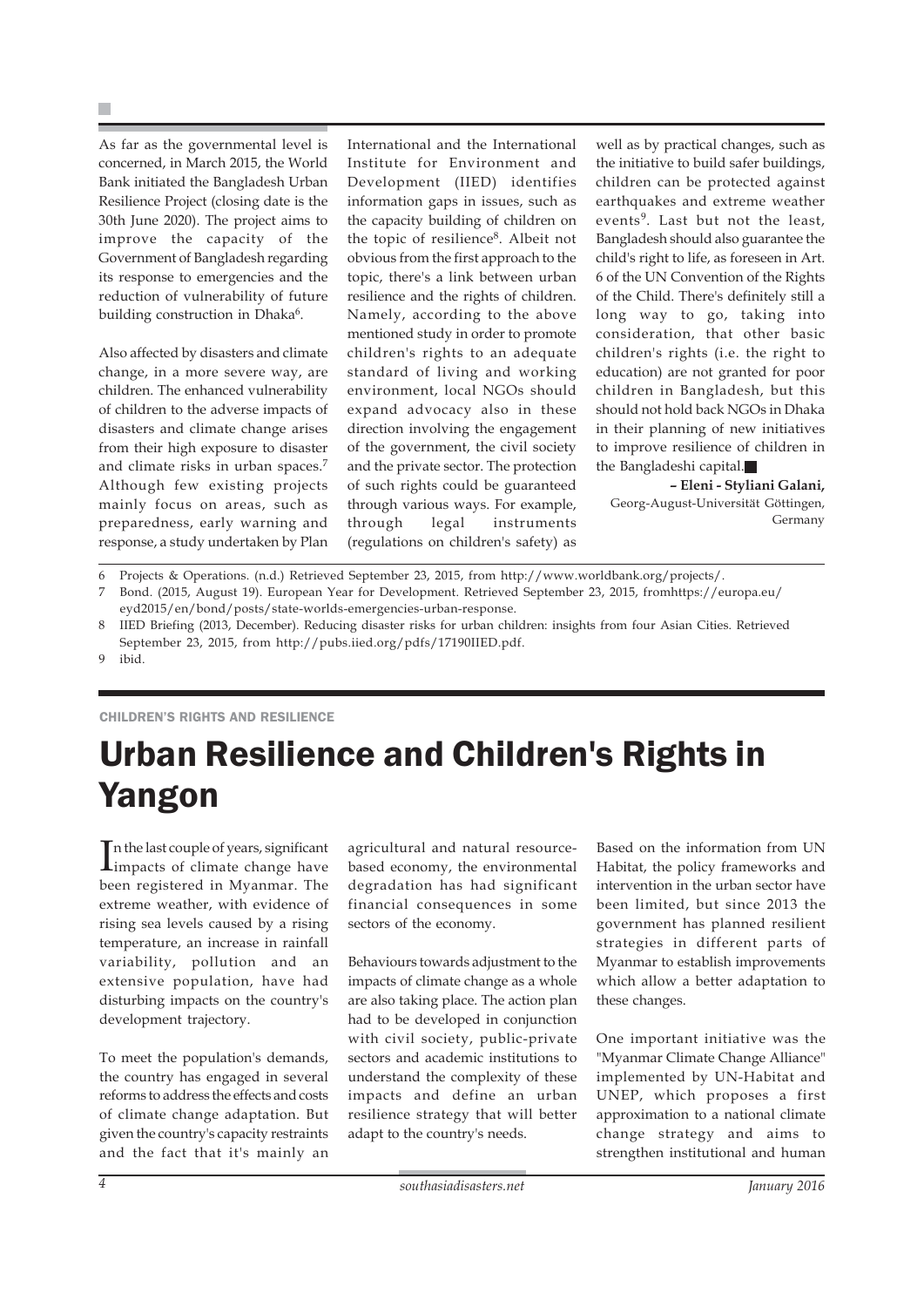As far as the governmental level is concerned, in March 2015, the World Bank initiated the Bangladesh Urban Resilience Project (closing date is the 30th June 2020). The project aims to improve the capacity of the Government of Bangladesh regarding its response to emergencies and the reduction of vulnerability of future building construction in Dhaka[6].

Also affected by disasters and climate change, in a more severe way, are children. The enhanced vulnerability of children to the adverse impacts of disasters and climate change arises from their high exposure to disaster and climate risks in urban spaces.[7] Although few existing projects mainly focus on areas, such as preparedness, early warning and response, a study undertaken by Plan International and the International Institute for Environment and Development (IIED) identifies information gaps in issues, such as the capacity building of children on the topic of resilience[8]. Albeit not obvious from the first approach to the topic, there's a link between urban resilience and the rights of children. Namely, according to the above mentioned study in order to promote children's rights to an adequate standard of living and working environment, local NGOs should expand advocacy also in these direction involving the engagement of the government, the civil society and the private sector. The protection of such rights could be guaranteed through various ways. For example, through legal instruments (regulations on children's safety) as well as by practical changes, such as the initiative to build safer buildings, children can be protected against earthquakes and extreme weather events[9]. Last but not the least, Bangladesh should also guarantee the child's right to life, as foreseen in Art. 6 of the UN Convention of the Rights of the Child. There's definitely still a long way to go, taking into consideration, that other basic children's rights (i.e. the right to education) are not granted for poor children in Bangladesh, but this should not hold back NGOs in Dhaka in their planning of new initiatives to improve resilience of children in the Bangladeshi capital.■

**– Eleni - Styliani Galani,**
Georg-August-Universität Göttingen, Germany

6 Projects & Operations. (n.d.) Retrieved September 23, 2015, from http://www.worldbank.org/projects/.

7 Bond. (2015, August 19). European Year for Development. Retrieved September 23, 2015, fromhttps://europa.eu/eyd2015/en/bond/posts/state-worlds-emergencies-urban-response.

8 IIED Briefing (2013, December). Reducing disaster risks for urban children: insights from four Asian Cities. Retrieved September 23, 2015, from http://pubs.iied.org/pdfs/17190IIED.pdf.

9 ibid.

CHILDREN'S RIGHTS AND RESILIENCE

# Urban Resilience and Children's Rights in Yangon

In the last couple of years, significant impacts of climate change have been registered in Myanmar. The extreme weather, with evidence of rising sea levels caused by a rising temperature, an increase in rainfall variability, pollution and an extensive population, have had disturbing impacts on the country's development trajectory.

To meet the population's demands, the country has engaged in several reforms to address the effects and costs of climate change adaptation. But given the country's capacity restraints and the fact that it's mainly an agricultural and natural resource-based economy, the environmental degradation has had significant financial consequences in some sectors of the economy.

Behaviours towards adjustment to the impacts of climate change as a whole are also taking place. The action plan had to be developed in conjunction with civil society, public-private sectors and academic institutions to understand the complexity of these impacts and define an urban resilience strategy that will better adapt to the country's needs.

Based on the information from UN Habitat, the policy frameworks and intervention in the urban sector have been limited, but since 2013 the government has planned resilient strategies in different parts of Myanmar to establish improvements which allow a better adaptation to these changes.

One important initiative was the "Myanmar Climate Change Alliance" implemented by UN-Habitat and UNEP, which proposes a first approximation to a national climate change strategy and aims to strengthen institutional and human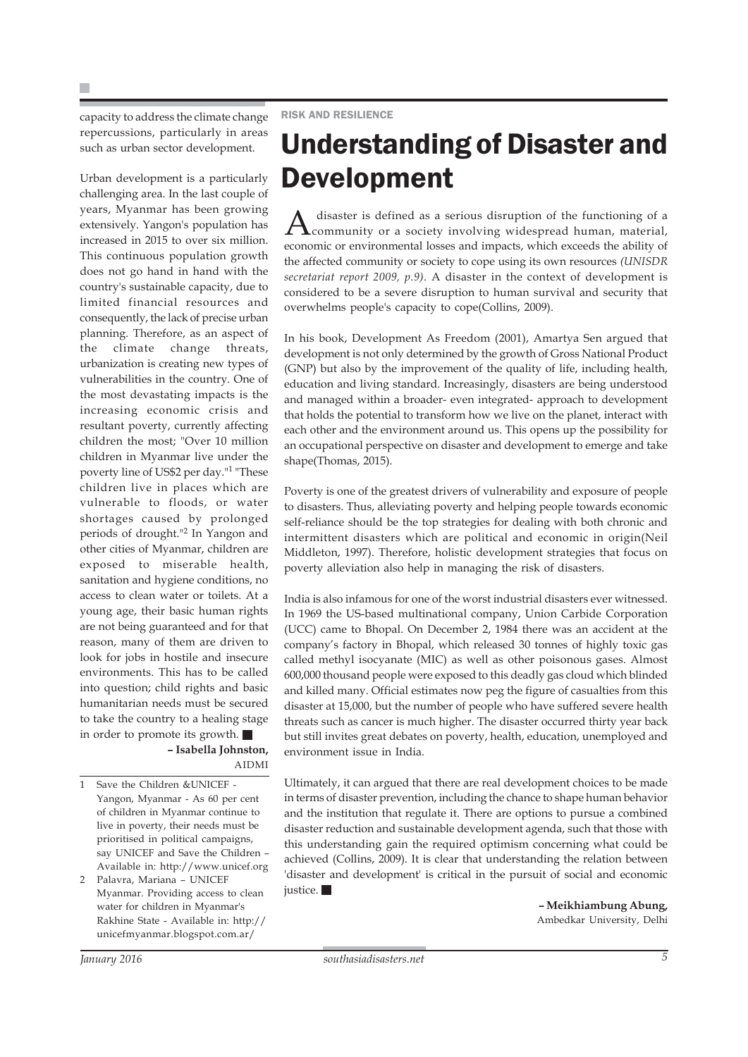capacity to address the climate change repercussions, particularly in areas such as urban sector development.

Urban development is a particularly challenging area. In the last couple of years, Myanmar has been growing extensively. Yangon's population has increased in 2015 to over six million. This continuous population growth does not go hand in hand with the country's sustainable capacity, due to limited financial resources and consequently, the lack of precise urban planning. Therefore, as an aspect of the climate change threats, urbanization is creating new types of vulnerabilities in the country. One of the most devastating impacts is the increasing economic crisis and resultant poverty, currently affecting children the most; "Over 10 million children in Myanmar live under the poverty line of US$2 per day."[1] "These children live in places which are vulnerable to floods, or water shortages caused by prolonged periods of drought."[2] In Yangon and other cities of Myanmar, children are exposed to miserable health, sanitation and hygiene conditions, no access to clean water or toilets. At a young age, their basic human rights are not being guaranteed and for that reason, many of them are driven to look for jobs in hostile and insecure environments. This has to be called into question; child rights and basic humanitarian needs must be secured to take the country to a healing stage in order to promote its growth. ■

**– Isabella Johnston,**
AIDMI

1 Save the Children &UNICEF - Yangon, Myanmar - As 60 per cent of children in Myanmar continue to live in poverty, their needs must be prioritised in political campaigns, say UNICEF and Save the Children – Available in: http://www.unicef.org

2 Palavra, Mariana – UNICEF Myanmar. Providing access to clean water for children in Myanmar's Rakhine State - Available in: http://unicefmyanmar.blogspot.com.ar/

RISK AND RESILIENCE

# Understanding of Disaster and Development

A disaster is defined as a serious disruption of the functioning of a community or a society involving widespread human, material, economic or environmental losses and impacts, which exceeds the ability of the affected community or society to cope using its own resources *(UNISDR secretariat report 2009, p.9)*. A disaster in the context of development is considered to be a severe disruption to human survival and security that overwhelms people's capacity to cope(Collins, 2009).

In his book, Development As Freedom (2001), Amartya Sen argued that development is not only determined by the growth of Gross National Product (GNP) but also by the improvement of the quality of life, including health, education and living standard. Increasingly, disasters are being understood and managed within a broader- even integrated- approach to development that holds the potential to transform how we live on the planet, interact with each other and the environment around us. This opens up the possibility for an occupational perspective on disaster and development to emerge and take shape(Thomas, 2015).

Poverty is one of the greatest drivers of vulnerability and exposure of people to disasters. Thus, alleviating poverty and helping people towards economic self-reliance should be the top strategies for dealing with both chronic and intermittent disasters which are political and economic in origin(Neil Middleton, 1997). Therefore, holistic development strategies that focus on poverty alleviation also help in managing the risk of disasters.

India is also infamous for one of the worst industrial disasters ever witnessed. In 1969 the US-based multinational company, Union Carbide Corporation (UCC) came to Bhopal. On December 2, 1984 there was an accident at the company's factory in Bhopal, which released 30 tonnes of highly toxic gas called methyl isocyanate (MIC) as well as other poisonous gases. Almost 600,000 thousand people were exposed to this deadly gas cloud which blinded and killed many. Official estimates now peg the figure of casualties from this disaster at 15,000, but the number of people who have suffered severe health threats such as cancer is much higher. The disaster occurred thirty year back but still invites great debates on poverty, health, education, unemployed and environment issue in India.

Ultimately, it can argued that there are real development choices to be made in terms of disaster prevention, including the chance to shape human behavior and the institution that regulate it. There are options to pursue a combined disaster reduction and sustainable development agenda, such that those with this understanding gain the required optimism concerning what could be achieved (Collins, 2009). It is clear that understanding the relation between 'disaster and development' is critical in the pursuit of social and economic justice. ■

**– Meikhiambung Abung,**
Ambedkar University, Delhi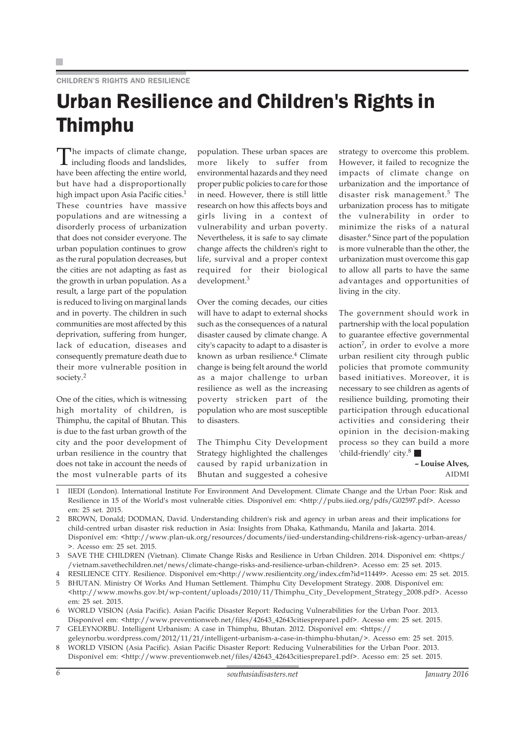CHILDREN'S RIGHTS AND RESILIENCE

# Urban Resilience and Children's Rights in Thimphu

The impacts of climate change, including floods and landslides, have been affecting the entire world, but have had a disproportionally high impact upon Asia Pacific cities.[1] These countries have massive populations and are witnessing a disorderly process of urbanization that does not consider everyone. The urban population continues to grow as the rural population decreases, but the cities are not adapting as fast as the growth in urban population. As a result, a large part of the population is reduced to living on marginal lands and in poverty. The children in such communities are most affected by this deprivation, suffering from hunger, lack of education, diseases and consequently premature death due to their more vulnerable position in society.[2]

One of the cities, which is witnessing high mortality of children, is Thimphu, the capital of Bhutan. This is due to the fast urban growth of the city and the poor development of urban resilience in the country that does not take in account the needs of the most vulnerable parts of its population. These urban spaces are more likely to suffer from environmental hazards and they need proper public policies to care for those in need. However, there is still little research on how this affects boys and girls living in a context of vulnerability and urban poverty. Nevertheless, it is safe to say climate change affects the children's right to life, survival and a proper context required for their biological development.[3]

Over the coming decades, our cities will have to adapt to external shocks such as the consequences of a natural disaster caused by climate change. A city's capacity to adapt to a disaster is known as urban resilience.[4] Climate change is being felt around the world as a major challenge to urban resilience as well as the increasing poverty stricken part of the population who are most susceptible to disasters.

The Thimphu City Development Strategy highlighted the challenges caused by rapid urbanization in Bhutan and suggested a cohesive strategy to overcome this problem. However, it failed to recognize the impacts of climate change on urbanization and the importance of disaster risk management.[5] The urbanization process has to mitigate the vulnerability in order to minimize the risks of a natural disaster.[6] Since part of the population is more vulnerable than the other, the urbanization must overcome this gap to allow all parts to have the same advantages and opportunities of living in the city.

The government should work in partnership with the local population to guarantee effective governmental action[7], in order to evolve a more urban resilient city through public policies that promote community based initiatives. Moreover, it is necessary to see children as agents of resilience building, promoting their participation through educational activities and considering their opinion in the decision-making process so they can build a more 'child-friendly' city.[8] ■

**– Louise Alves,**
AIDMI

1 IIEDI (London). International Institute For Environment And Development. Climate Change and the Urban Poor: Risk and Resilience in 15 of the World's most vulnerable cities. Disponível em: <http://pubs.iied.org/pdfs/G02597.pdf>. Acesso em: 25 set. 2015.

2 BROWN, Donald; DODMAN, David. Understanding children's risk and agency in urban areas and their implications for child-centred urban disaster risk reduction in Asia: Insights from Dhaka, Kathmandu, Manila and Jakarta. 2014. Disponível em: <http://www.plan-uk.org/resources/documents/iied-understanding-childrens-risk-agency-urban-areas/>. Acesso em: 25 set. 2015.

3 SAVE THE CHILDREN (Vietnan). Climate Change Risks and Resilience in Urban Children. 2014. Disponível em: <https://vietnam.savethechildren.net/news/climate-change-risks-and-resilience-urban-children>. Acesso em: 25 set. 2015.

4 RESILIENCE CITY. Resilience. Disponível em:<http://www.resilientcity.org/index.cfm?id=11449>. Acesso em: 25 set. 2015.

5 BHUTAN. Ministry Of Works And Human Settlement. Thimphu City Development Strategy. 2008. Disponível em: <http://www.mowhs.gov.bt/wp-content/uploads/2010/11/Thimphu_City_Development_Strategy_2008.pdf>. Acesso em: 25 set. 2015.

6 WORLD VISION (Asia Pacific). Asian Pacific Disaster Report: Reducing Vulnerabilities for the Urban Poor. 2013. Disponível em: <http://www.preventionweb.net/files/42643_42643citiesprepare1.pdf>. Acesso em: 25 set. 2015.

7 GELEYNORBU. Intelligent Urbanism: A case in Thimphu, Bhutan. 2012. Disponível em: <https://geleynorbu.wordpress.com/2012/11/21/intelligent-urbanism-a-case-in-thimphu-bhutan/>. Acesso em: 25 set. 2015.

8 WORLD VISION (Asia Pacific). Asian Pacific Disaster Report: Reducing Vulnerabilities for the Urban Poor. 2013. Disponível em: <http://www.preventionweb.net/files/42643_42643citiesprepare1.pdf>. Acesso em: 25 set. 2015.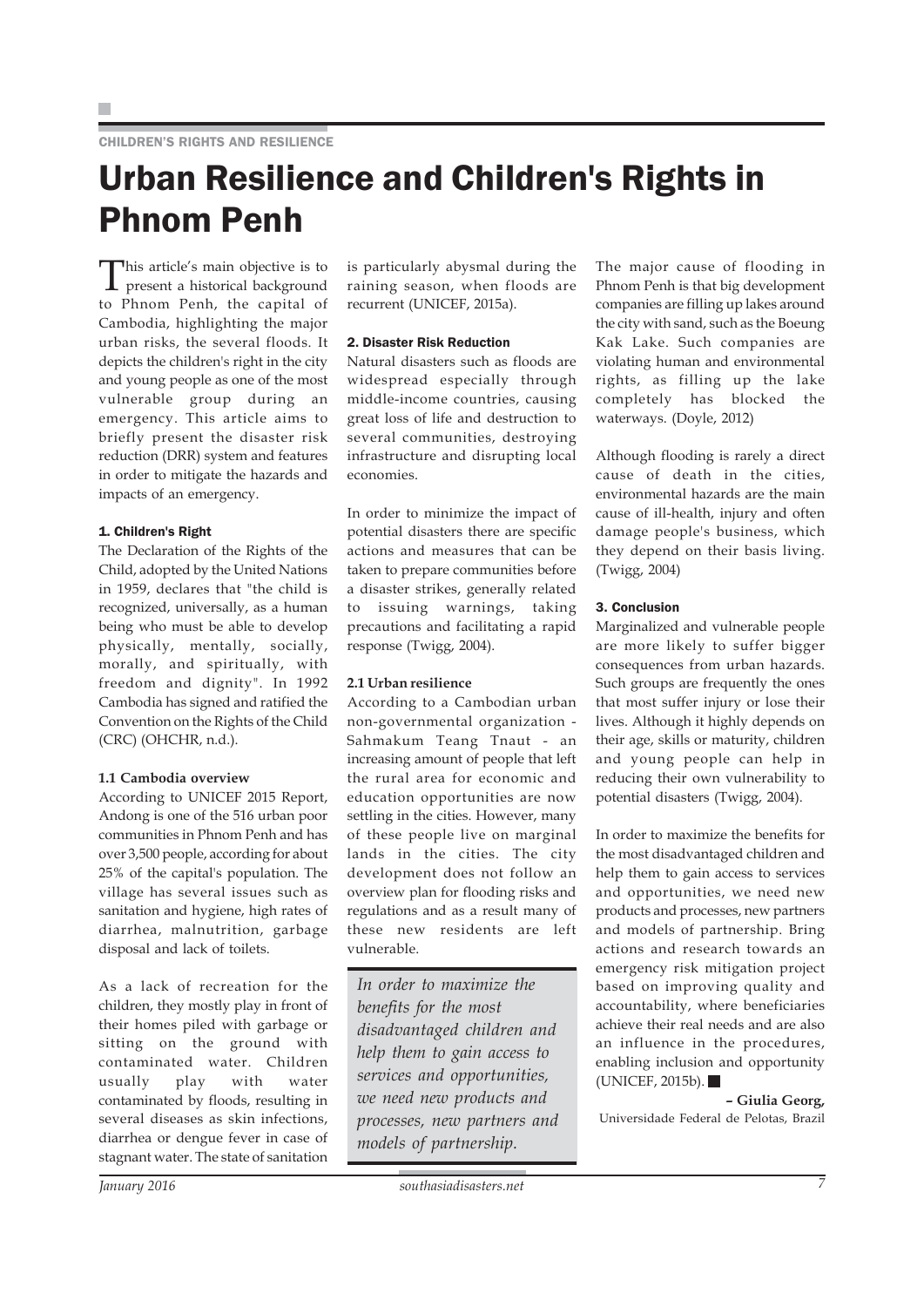CHILDREN'S RIGHTS AND RESILIENCE

# Urban Resilience and Children's Rights in Phnom Penh

This article's main objective is to present a historical background to Phnom Penh, the capital of Cambodia, highlighting the major urban risks, the several floods. It depicts the children's right in the city and young people as one of the most vulnerable group during an emergency. This article aims to briefly present the disaster risk reduction (DRR) system and features in order to mitigate the hazards and impacts of an emergency.

### 1. Children's Right

The Declaration of the Rights of the Child, adopted by the United Nations in 1959, declares that "the child is recognized, universally, as a human being who must be able to develop physically, mentally, socially, morally, and spiritually, with freedom and dignity". In 1992 Cambodia has signed and ratified the Convention on the Rights of the Child (CRC) (OHCHR, n.d.).

#### 1.1 Cambodia overview

According to UNICEF 2015 Report, Andong is one of the 516 urban poor communities in Phnom Penh and has over 3,500 people, according for about 25% of the capital's population. The village has several issues such as sanitation and hygiene, high rates of diarrhea, malnutrition, garbage disposal and lack of toilets.

As a lack of recreation for the children, they mostly play in front of their homes piled with garbage or sitting on the ground with contaminated water. Children usually play with water contaminated by floods, resulting in several diseases as skin infections, diarrhea or dengue fever in case of stagnant water. The state of sanitation is particularly abysmal during the raining season, when floods are recurrent (UNICEF, 2015a).

### 2. Disaster Risk Reduction

Natural disasters such as floods are widespread especially through middle-income countries, causing great loss of life and destruction to several communities, destroying infrastructure and disrupting local economies.

In order to minimize the impact of potential disasters there are specific actions and measures that can be taken to prepare communities before a disaster strikes, generally related to issuing warnings, taking precautions and facilitating a rapid response (Twigg, 2004).

#### 2.1 Urban resilience

According to a Cambodian urban non-governmental organization - Sahmakum Teang Tnaut - an increasing amount of people that left the rural area for economic and education opportunities are now settling in the cities. However, many of these people live on marginal lands in the cities. The city development does not follow an overview plan for flooding risks and regulations and as a result many of these new residents are left vulnerable.

> *In order to maximize the benefits for the most disadvantaged children and help them to gain access to services and opportunities, we need new products and processes, new partners and models of partnership.*

The major cause of flooding in Phnom Penh is that big development companies are filling up lakes around the city with sand, such as the Boeung Kak Lake. Such companies are violating human and environmental rights, as filling up the lake completely has blocked the waterways. (Doyle, 2012)

Although flooding is rarely a direct cause of death in the cities, environmental hazards are the main cause of ill-health, injury and often damage people's business, which they depend on their basis living. (Twigg, 2004)

### 3. Conclusion

Marginalized and vulnerable people are more likely to suffer bigger consequences from urban hazards. Such groups are frequently the ones that most suffer injury or lose their lives. Although it highly depends on their age, skills or maturity, children and young people can help in reducing their own vulnerability to potential disasters (Twigg, 2004).

In order to maximize the benefits for the most disadvantaged children and help them to gain access to services and opportunities, we need new products and processes, new partners and models of partnership. Bring actions and research towards an emergency risk mitigation project based on improving quality and accountability, where beneficiaries achieve their real needs and are also an influence in the procedures, enabling inclusion and opportunity (UNICEF, 2015b).

**– Giulia Georg,**
Universidade Federal de Pelotas, Brazil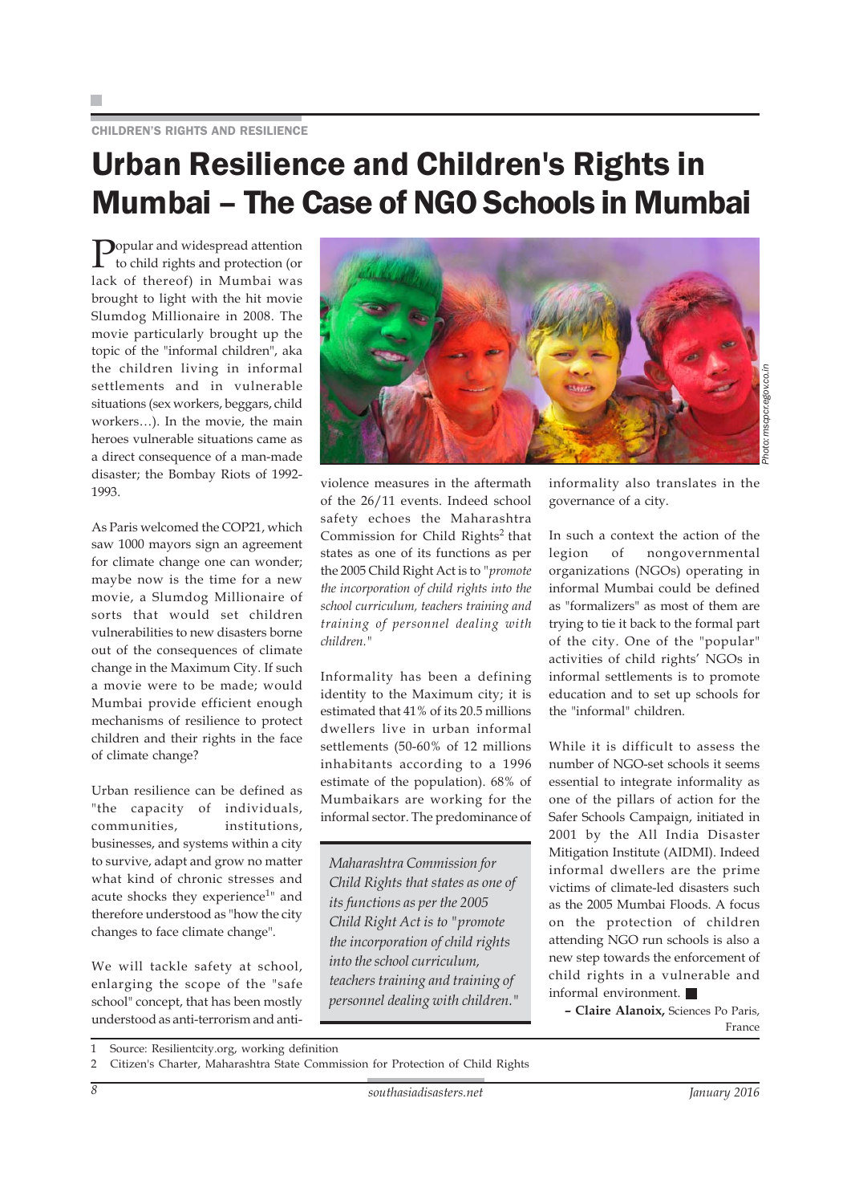CHILDREN'S RIGHTS AND RESILIENCE

# Urban Resilience and Children's Rights in Mumbai – The Case of NGO Schools in Mumbai

Popular and widespread attention to child rights and protection (or lack of thereof) in Mumbai was brought to light with the hit movie Slumdog Millionaire in 2008. The movie particularly brought up the topic of the "informal children", aka the children living in informal settlements and in vulnerable situations (sex workers, beggars, child workers…). In the movie, the main heroes vulnerable situations came as a direct consequence of a man-made disaster; the Bombay Riots of 1992-1993.

As Paris welcomed the COP21, which saw 1000 mayors sign an agreement for climate change one can wonder; maybe now is the time for a new movie, a Slumdog Millionaire of sorts that would set children vulnerabilities to new disasters borne out of the consequences of climate change in the Maximum City. If such a movie were to be made; would Mumbai provide efficient enough mechanisms of resilience to protect children and their rights in the face of climate change?

Urban resilience can be defined as "the capacity of individuals, communities, institutions, businesses, and systems within a city to survive, adapt and grow no matter what kind of chronic stresses and acute shocks they experience[1]" and therefore understood as "how the city changes to face climate change".

We will tackle safety at school, enlarging the scope of the "safe school" concept, that has been mostly understood as anti-terrorism and anti-violence measures in the aftermath of the 26/11 events. Indeed school safety echoes the Maharashtra Commission for Child Rights[2] that states as one of its functions as per the 2005 Child Right Act is to "*promote the incorporation of child rights into the school curriculum, teachers training and training of personnel dealing with children.*"

Informality has been a defining identity to the Maximum city; it is estimated that 41% of its 20.5 millions dwellers live in urban informal settlements (50-60% of 12 millions inhabitants according to a 1996 estimate of the population). 68% of Mumbaikars are working for the informal sector. The predominance of informality also translates in the governance of a city.

> *Maharashtra Commission for Child Rights that states as one of its functions as per the 2005 Child Right Act is to "promote the incorporation of child rights into the school curriculum, teachers training and training of personnel dealing with children."*

In such a context the action of the legion of nongovernmental organizations (NGOs) operating in informal Mumbai could be defined as "formalizers" as most of them are trying to tie it back to the formal part of the city. One of the "popular" activities of child rights' NGOs in informal settlements is to promote education and to set up schools for the "informal" children.

While it is difficult to assess the number of NGO-set schools it seems essential to integrate informality as one of the pillars of action for the Safer Schools Campaign, initiated in 2001 by the All India Disaster Mitigation Institute (AIDMI). Indeed informal dwellers are the prime victims of climate-led disasters such as the 2005 Mumbai Floods. A focus on the protection of children attending NGO run schools is also a new step towards the enforcement of child rights in a vulnerable and informal environment. ■

**– Claire Alanoix,** Sciences Po Paris, France

---

1 Source: Resilientcity.org, working definition

2 Citizen's Charter, Maharashtra State Commission for Protection of Child Rights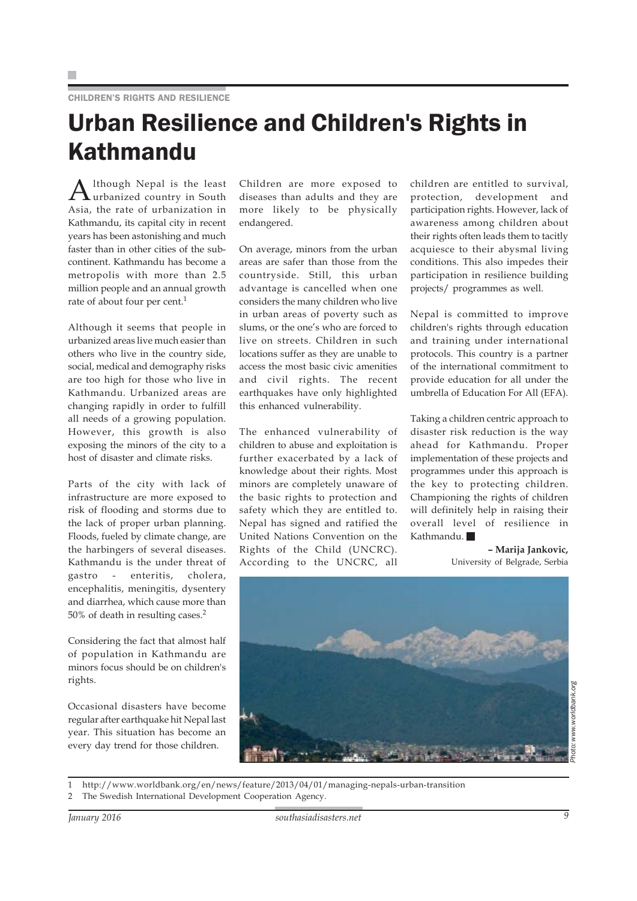CHILDREN'S RIGHTS AND RESILIENCE

# Urban Resilience and Children's Rights in Kathmandu

Although Nepal is the least urbanized country in South Asia, the rate of urbanization in Kathmandu, its capital city in recent years has been astonishing and much faster than in other cities of the sub-continent. Kathmandu has become a metropolis with more than 2.5 million people and an annual growth rate of about four per cent.[1]

Although it seems that people in urbanized areas live much easier than others who live in the country side, social, medical and demography risks are too high for those who live in Kathmandu. Urbanized areas are changing rapidly in order to fulfill all needs of a growing population. However, this growth is also exposing the minors of the city to a host of disaster and climate risks.

Parts of the city with lack of infrastructure are more exposed to risk of flooding and storms due to the lack of proper urban planning. Floods, fueled by climate change, are the harbingers of several diseases. Kathmandu is the under threat of gastro - enteritis, cholera, encephalitis, meningitis, dysentery and diarrhea, which cause more than 50% of death in resulting cases.[2]

Considering the fact that almost half of population in Kathmandu are minors focus should be on children's rights.

Occasional disasters have become regular after earthquake hit Nepal last year. This situation has become an every day trend for those children. Children are more exposed to diseases than adults and they are more likely to be physically endangered.

On average, minors from the urban areas are safer than those from the countryside. Still, this urban advantage is cancelled when one considers the many children who live in urban areas of poverty such as slums, or the one's who are forced to live on streets. Children in such locations suffer as they are unable to access the most basic civic amenities and civil rights. The recent earthquakes have only highlighted this enhanced vulnerability.

The enhanced vulnerability of children to abuse and exploitation is further exacerbated by a lack of knowledge about their rights. Most minors are completely unaware of the basic rights to protection and safety which they are entitled to. Nepal has signed and ratified the United Nations Convention on the Rights of the Child (UNCRC). According to the UNCRC, all children are entitled to survival, protection, development and participation rights. However, lack of awareness among children about their rights often leads them to tacitly acquiesce to their abysmal living conditions. This also impedes their participation in resilience building projects/ programmes as well.

Nepal is committed to improve children's rights through education and training under international protocols. This country is a partner of the international commitment to provide education for all under the umbrella of Education For All (EFA).

Taking a children centric approach to disaster risk reduction is the way ahead for Kathmandu. Proper implementation of these projects and programmes under this approach is the key to protecting children. Championing the rights of children will definitely help in raising their overall level of resilience in Kathmandu. ■

**– Marija Jankovic,**
University of Belgrade, Serbia

*Photo: www.worldbank.org*

---

1 http://www.worldbank.org/en/news/feature/2013/04/01/managing-nepals-urban-transition

2 The Swedish International Development Cooperation Agency.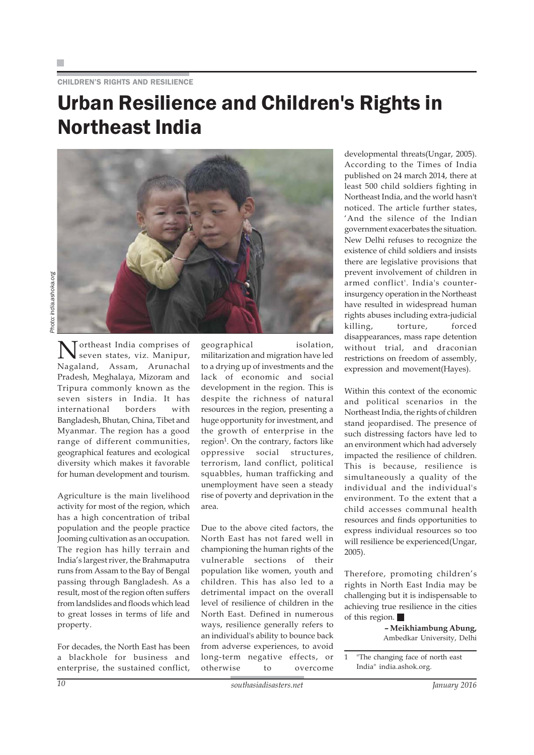CHILDREN'S RIGHTS AND RESILIENCE

# Urban Resilience and Children's Rights in Northeast India

Photo: india.ashoka.org

Northeast India comprises of seven states, viz. Manipur, Nagaland, Assam, Arunachal Pradesh, Meghalaya, Mizoram and Tripura commonly known as the seven sisters in India. It has international borders with Bangladesh, Bhutan, China, Tibet and Myanmar. The region has a good range of different communities, geographical features and ecological diversity which makes it favorable for human development and tourism.

Agriculture is the main livelihood activity for most of the region, which has a high concentration of tribal population and the people practice Jooming cultivation as an occupation. The region has hilly terrain and India's largest river, the Brahmaputra runs from Assam to the Bay of Bengal passing through Bangladesh. As a result, most of the region often suffers from landslides and floods which lead to great losses in terms of life and property.

For decades, the North East has been a blackhole for business and enterprise, the sustained conflict, geographical isolation, militarization and migration have led to a drying up of investments and the lack of economic and social development in the region. This is despite the richness of natural resources in the region, presenting a huge opportunity for investment, and the growth of enterprise in the region[1]. On the contrary, factors like oppressive social structures, terrorism, land conflict, political squabbles, human trafficking and unemployment have seen a steady rise of poverty and deprivation in the area.

Due to the above cited factors, the North East has not fared well in championing the human rights of the vulnerable sections of their population like women, youth and children. This has also led to a detrimental impact on the overall level of resilience of children in the North East. Defined in numerous ways, resilience generally refers to an individual's ability to bounce back from adverse experiences, to avoid long-term negative effects, or otherwise to overcome developmental threats(Ungar, 2005). According to the Times of India published on 24 march 2014, there at least 500 child soldiers fighting in Northeast India, and the world hasn't noticed. The article further states, 'And the silence of the Indian government exacerbates the situation. New Delhi refuses to recognize the existence of child soldiers and insists there are legislative provisions that prevent involvement of children in armed conflict'. India's counter-insurgency operation in the Northeast have resulted in widespread human rights abuses including extra-judicial killing, torture, forced disappearances, mass rape detention without trial, and draconian restrictions on freedom of assembly, expression and movement(Hayes).

Within this context of the economic and political scenarios in the Northeast India, the rights of children stand jeopardised. The presence of such distressing factors have led to an environment which had adversely impacted the resilience of children. This is because, resilience is simultaneously a quality of the individual and the individual's environment. To the extent that a child accesses communal health resources and finds opportunities to express individual resources so too will resilience be experienced(Ungar, 2005).

Therefore, promoting children's rights in North East India may be challenging but it is indispensable to achieving true resilience in the cities of this region. ■

**– Meikhiambung Abung,**
Ambedkar University, Delhi

1 "The changing face of north east India" india.ashok.org.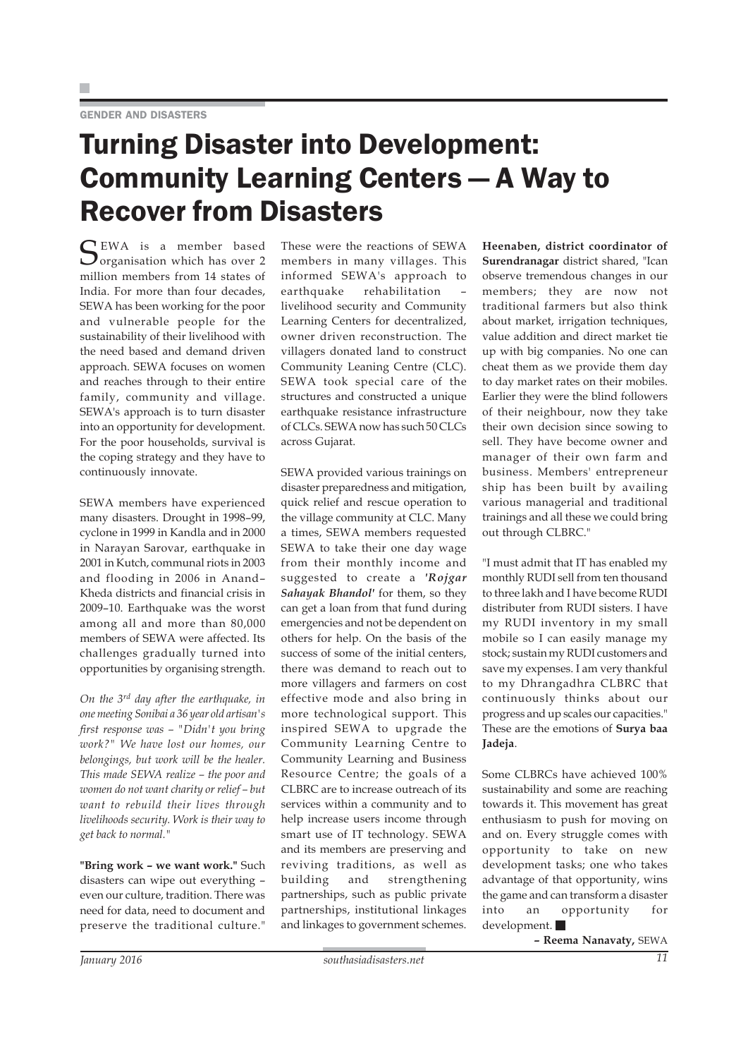GENDER AND DISASTERS

# Turning Disaster into Development: Community Learning Centers — A Way to Recover from Disasters

SEWA is a member based organisation which has over 2 million members from 14 states of India. For more than four decades, SEWA has been working for the poor and vulnerable people for the sustainability of their livelihood with the need based and demand driven approach. SEWA focuses on women and reaches through to their entire family, community and village. SEWA's approach is to turn disaster into an opportunity for development. For the poor households, survival is the coping strategy and they have to continuously innovate.

SEWA members have experienced many disasters. Drought in 1998–99, cyclone in 1999 in Kandla and in 2000 in Narayan Sarovar, earthquake in 2001 in Kutch, communal riots in 2003 and flooding in 2006 in Anand–Kheda districts and financial crisis in 2009–10. Earthquake was the worst among all and more than 80,000 members of SEWA were affected. Its challenges gradually turned into opportunities by organising strength.

*On the 3rd day after the earthquake, in one meeting Sonibai a 36 year old artisan's first response was – "Didn't you bring work?" We have lost our homes, our belongings, but work will be the healer. This made SEWA realize – the poor and women do not want charity or relief – but want to rebuild their lives through livelihoods security. Work is their way to get back to normal."*

**"Bring work – we want work."** Such disasters can wipe out everything – even our culture, tradition. There was need for data, need to document and preserve the traditional culture." These were the reactions of SEWA members in many villages. This informed SEWA's approach to earthquake rehabilitation – livelihood security and Community Learning Centers for decentralized, owner driven reconstruction. The villagers donated land to construct Community Leaning Centre (CLC). SEWA took special care of the structures and constructed a unique earthquake resistance infrastructure of CLCs. SEWA now has such 50 CLCs across Gujarat.

SEWA provided various trainings on disaster preparedness and mitigation, quick relief and rescue operation to the village community at CLC. Many a times, SEWA members requested SEWA to take their one day wage from their monthly income and suggested to create a ***'Rojgar Sahayak Bhandol'*** for them, so they can get a loan from that fund during emergencies and not be dependent on others for help. On the basis of the success of some of the initial centers, there was demand to reach out to more villagers and farmers on cost effective mode and also bring in more technological support. This inspired SEWA to upgrade the Community Learning Centre to Community Learning and Business Resource Centre; the goals of a CLBRC are to increase outreach of its services within a community and to help increase users income through smart use of IT technology. SEWA and its members are preserving and reviving traditions, as well as building and strengthening partnerships, such as public private partnerships, institutional linkages and linkages to government schemes.

**Heenaben, district coordinator of Surendranagar** district shared, "Ican observe tremendous changes in our members; they are now not traditional farmers but also think about market, irrigation techniques, value addition and direct market tie up with big companies. No one can cheat them as we provide them day to day market rates on their mobiles. Earlier they were the blind followers of their neighbour, now they take their own decision since sowing to sell. They have become owner and manager of their own farm and business. Members' entrepreneur ship has been built by availing various managerial and traditional trainings and all these we could bring out through CLBRC."

"I must admit that IT has enabled my monthly RUDI sell from ten thousand to three lakh and I have become RUDI distributer from RUDI sisters. I have my RUDI inventory in my small mobile so I can easily manage my stock; sustain my RUDI customers and save my expenses. I am very thankful to my Dhrangadhra CLBRC that continuously thinks about our progress and up scales our capacities." These are the emotions of **Surya baa Jadeja**.

Some CLBRCs have achieved 100% sustainability and some are reaching towards it. This movement has great enthusiasm to push for moving on and on. Every struggle comes with opportunity to take on new development tasks; one who takes advantage of that opportunity, wins the game and can transform a disaster into an opportunity for development. ■

**– Reema Nanavaty,** SEWA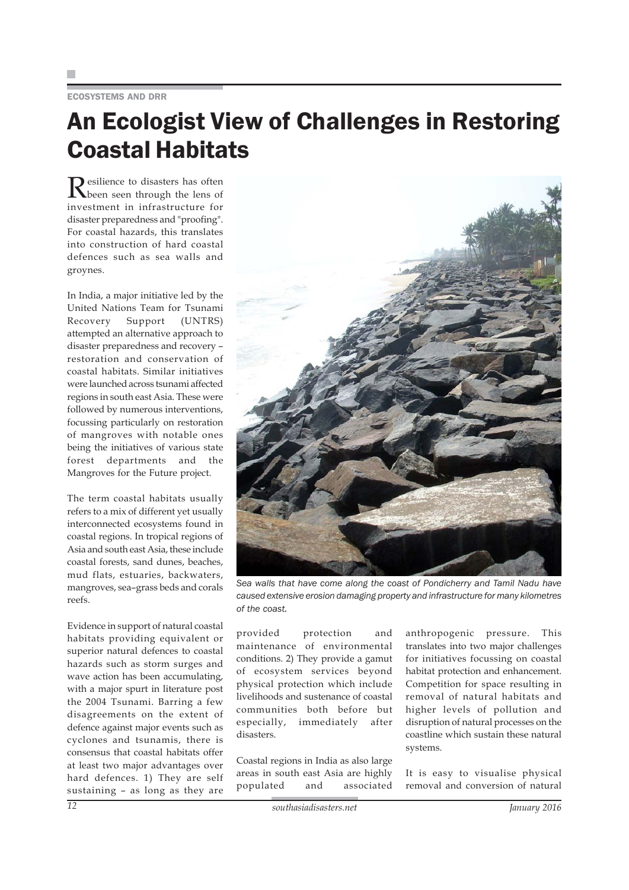ECOSYSTEMS AND DRR

# An Ecologist View of Challenges in Restoring Coastal Habitats

Resilience to disasters has often been seen through the lens of investment in infrastructure for disaster preparedness and "proofing". For coastal hazards, this translates into construction of hard coastal defences such as sea walls and groynes.

In India, a major initiative led by the United Nations Team for Tsunami Recovery Support (UNTRS) attempted an alternative approach to disaster preparedness and recovery – restoration and conservation of coastal habitats. Similar initiatives were launched across tsunami affected regions in south east Asia. These were followed by numerous interventions, focussing particularly on restoration of mangroves with notable ones being the initiatives of various state forest departments and the Mangroves for the Future project.

The term coastal habitats usually refers to a mix of different yet usually interconnected ecosystems found in coastal regions. In tropical regions of Asia and south east Asia, these include coastal forests, sand dunes, beaches, mud flats, estuaries, backwaters, mangroves, sea–grass beds and corals reefs.

Evidence in support of natural coastal habitats providing equivalent or superior natural defences to coastal hazards such as storm surges and wave action has been accumulating, with a major spurt in literature post the 2004 Tsunami. Barring a few disagreements on the extent of defence against major events such as cyclones and tsunamis, there is consensus that coastal habitats offer at least two major advantages over hard defences. 1) They are self sustaining – as long as they are provided protection and maintenance of environmental conditions. 2) They provide a gamut of ecosystem services beyond physical protection which include livelihoods and sustenance of coastal communities both before but especially, immediately after disasters.

*Sea walls that have come along the coast of Pondicherry and Tamil Nadu have caused extensive erosion damaging property and infrastructure for many kilometres of the coast.*

Coastal regions in India as also large areas in south east Asia are highly populated and associated anthropogenic pressure. This translates into two major challenges for initiatives focussing on coastal habitat protection and enhancement. Competition for space resulting in removal of natural habitats and higher levels of pollution and disruption of natural processes on the coastline which sustain these natural systems.

It is easy to visualise physical removal and conversion of natural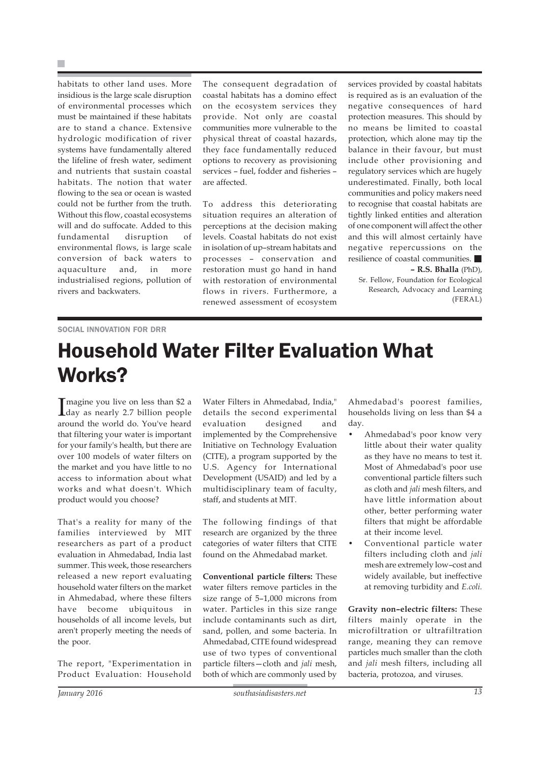habitats to other land uses. More insidious is the large scale disruption of environmental processes which must be maintained if these habitats are to stand a chance. Extensive hydrologic modification of river systems have fundamentally altered the lifeline of fresh water, sediment and nutrients that sustain coastal habitats. The notion that water flowing to the sea or ocean is wasted could not be further from the truth. Without this flow, coastal ecosystems will and do suffocate. Added to this fundamental disruption of environmental flows, is large scale conversion of back waters to aquaculture and, in more industrialised regions, pollution of rivers and backwaters.

The consequent degradation of coastal habitats has a domino effect on the ecosystem services they provide. Not only are coastal communities more vulnerable to the physical threat of coastal hazards, they face fundamentally reduced options to recovery as provisioning services – fuel, fodder and fisheries – are affected.

To address this deteriorating situation requires an alteration of perceptions at the decision making levels. Coastal habitats do not exist in isolation of up–stream habitats and processes – conservation and restoration must go hand in hand with restoration of environmental flows in rivers. Furthermore, a renewed assessment of ecosystem services provided by coastal habitats is required as is an evaluation of the negative consequences of hard protection measures. This should by no means be limited to coastal protection, which alone may tip the balance in their favour, but must include other provisioning and regulatory services which are hugely underestimated. Finally, both local communities and policy makers need to recognise that coastal habitats are tightly linked entities and alteration of one component will affect the other and this will almost certainly have negative repercussions on the resilience of coastal communities. ■

**– R.S. Bhalla** (PhD),
Sr. Fellow, Foundation for Ecological Research, Advocacy and Learning (FERAL)

SOCIAL INNOVATION FOR DRR

# Household Water Filter Evaluation What Works?

Imagine you live on less than $2 a day as nearly 2.7 billion people around the world do. You've heard that filtering your water is important for your family's health, but there are over 100 models of water filters on the market and you have little to no access to information about what works and what doesn't. Which product would you choose?

That's a reality for many of the families interviewed by MIT researchers as part of a product evaluation in Ahmedabad, India last summer. This week, those researchers released a new report evaluating household water filters on the market in Ahmedabad, where these filters have become ubiquitous in households of all income levels, but aren't properly meeting the needs of the poor.

The report, "Experimentation in Product Evaluation: Household Water Filters in Ahmedabad, India," details the second experimental evaluation designed and implemented by the Comprehensive Initiative on Technology Evaluation (CITE), a program supported by the U.S. Agency for International Development (USAID) and led by a multidisciplinary team of faculty, staff, and students at MIT.

The following findings of that research are organized by the three categories of water filters that CITE found on the Ahmedabad market.

**Conventional particle filters:** These water filters remove particles in the size range of 5–1,000 microns from water. Particles in this size range include contaminants such as dirt, sand, pollen, and some bacteria. In Ahmedabad, CITE found widespread use of two types of conventional particle filters—cloth and *jali* mesh, both of which are commonly used by Ahmedabad's poorest families, households living on less than $4 a day.

- Ahmedabad's poor know very little about their water quality as they have no means to test it. Most of Ahmedabad's poor use conventional particle filters such as cloth and *jali* mesh filters, and have little information about other, better performing water filters that might be affordable at their income level.
- Conventional particle water filters including cloth and *jali* mesh are extremely low–cost and widely available, but ineffective at removing turbidity and *E.coli.*

**Gravity non–electric filters:** These filters mainly operate in the microfiltration or ultrafiltration range, meaning they can remove particles much smaller than the cloth and *jali* mesh filters, including all bacteria, protozoa, and viruses.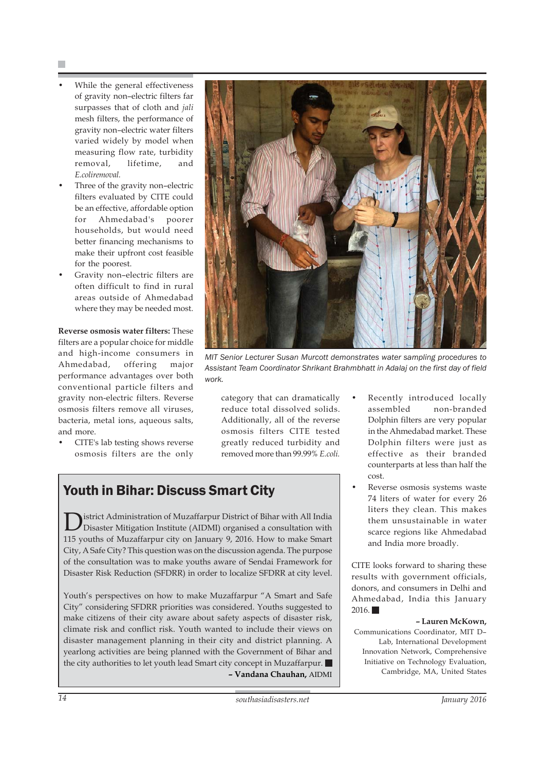- While the general effectiveness of gravity non–electric filters far surpasses that of cloth and *jali* mesh filters, the performance of gravity non–electric water filters varied widely by model when measuring flow rate, turbidity removal, lifetime, and *E.coliremoval.*
- Three of the gravity non–electric filters evaluated by CITE could be an effective, affordable option for Ahmedabad's poorer households, but would need better financing mechanisms to make their upfront cost feasible for the poorest.
- Gravity non–electric filters are often difficult to find in rural areas outside of Ahmedabad where they may be needed most.

**Reverse osmosis water filters:** These filters are a popular choice for middle and high-income consumers in Ahmedabad, offering major performance advantages over both conventional particle filters and gravity non-electric filters. Reverse osmosis filters remove all viruses, bacteria, metal ions, aqueous salts, and more.

- CITE's lab testing shows reverse osmosis filters are the only category that can dramatically reduce total dissolved solids. Additionally, all of the reverse osmosis filters CITE tested greatly reduced turbidity and removed more than 99.99% *E.coli.*
- Recently introduced locally assembled non-branded Dolphin filters are very popular in the Ahmedabad market. These Dolphin filters were just as effective as their branded counterparts at less than half the cost.
- Reverse osmosis systems waste 74 liters of water for every 26 liters they clean. This makes them unsustainable in water scarce regions like Ahmedabad and India more broadly.

CITE looks forward to sharing these results with government officials, donors, and consumers in Delhi and Ahmedabad, India this January 2016.

**– Lauren McKown,**
Communications Coordinator, MIT D–Lab, International Development Innovation Network, Comprehensive Initiative on Technology Evaluation, Cambridge, MA, United States

*MIT Senior Lecturer Susan Murcott demonstrates water sampling procedures to Assistant Team Coordinator Shrikant Brahmbhatt in Adalaj on the first day of field work.*

## Youth in Bihar: Discuss Smart City

District Administration of Muzaffarpur District of Bihar with All India Disaster Mitigation Institute (AIDMI) organised a consultation with 115 youths of Muzaffarpur city on January 9, 2016. How to make Smart City, A Safe City? This question was on the discussion agenda. The purpose of the consultation was to make youths aware of Sendai Framework for Disaster Risk Reduction (SFDRR) in order to localize SFDRR at city level.

Youth's perspectives on how to make Muzaffarpur "A Smart and Safe City" considering SFDRR priorities was considered. Youths suggested to make citizens of their city aware about safety aspects of disaster risk, climate risk and conflict risk. Youth wanted to include their views on disaster management planning in their city and district planning. A yearlong activities are being planned with the Government of Bihar and the city authorities to let youth lead Smart city concept in Muzaffarpur.

**– Vandana Chauhan,** AIDMI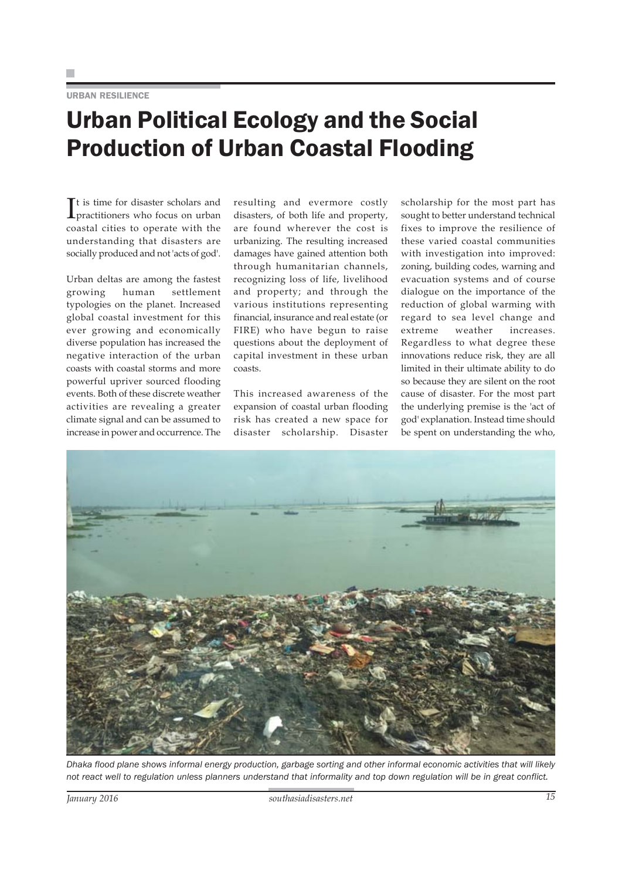URBAN RESILIENCE

# Urban Political Ecology and the Social Production of Urban Coastal Flooding

It is time for disaster scholars and practitioners who focus on urban coastal cities to operate with the understanding that disasters are socially produced and not 'acts of god'.

Urban deltas are among the fastest growing human settlement typologies on the planet. Increased global coastal investment for this ever growing and economically diverse population has increased the negative interaction of the urban coasts with coastal storms and more powerful upriver sourced flooding events. Both of these discrete weather activities are revealing a greater climate signal and can be assumed to increase in power and occurrence. The resulting and evermore costly disasters, of both life and property, are found wherever the cost is urbanizing. The resulting increased damages have gained attention both through humanitarian channels, recognizing loss of life, livelihood and property; and through the various institutions representing financial, insurance and real estate (or FIRE) who have begun to raise questions about the deployment of capital investment in these urban coasts.

This increased awareness of the expansion of coastal urban flooding risk has created a new space for disaster scholarship. Disaster scholarship for the most part has sought to better understand technical fixes to improve the resilience of these varied coastal communities with investigation into improved: zoning, building codes, warning and evacuation systems and of course dialogue on the importance of the reduction of global warming with regard to sea level change and extreme weather increases. Regardless to what degree these innovations reduce risk, they are all limited in their ultimate ability to do so because they are silent on the root cause of disaster. For the most part the underlying premise is the 'act of god' explanation. Instead time should be spent on understanding the who,

*Dhaka flood plane shows informal energy production, garbage sorting and other informal economic activities that will likely not react well to regulation unless planners understand that informality and top down regulation will be in great conflict.*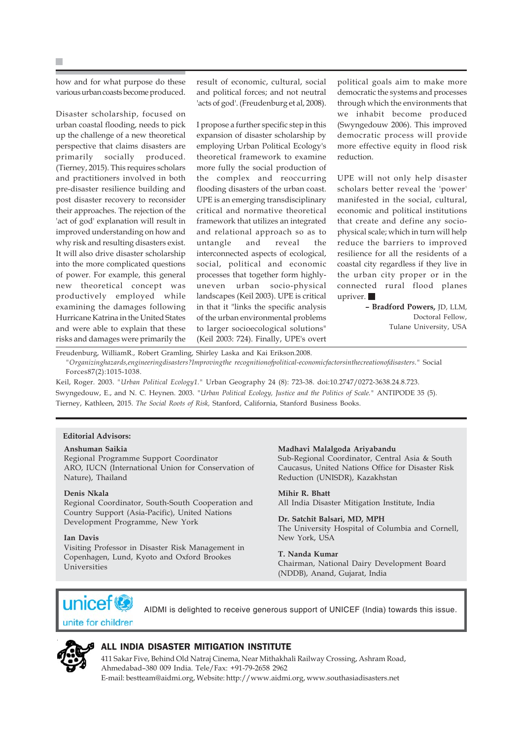how and for what purpose do these various urban coasts become produced.

Disaster scholarship, focused on urban coastal flooding, needs to pick up the challenge of a new theoretical perspective that claims disasters are primarily socially produced. (Tierney, 2015). This requires scholars and practitioners involved in both pre-disaster resilience building and post disaster recovery to reconsider their approaches. The rejection of the 'act of god' explanation will result in improved understanding on how and why risk and resulting disasters exist. It will also drive disaster scholarship into the more complicated questions of power. For example, this general new theoretical concept was productively employed while examining the damages following Hurricane Katrina in the United States and were able to explain that these risks and damages were primarily the result of economic, cultural, social and political forces; and not neutral 'acts of god'. (Freudenburg et al, 2008).

I propose a further specific step in this expansion of disaster scholarship by employing Urban Political Ecology's theoretical framework to examine more fully the social production of the complex and reoccurring flooding disasters of the urban coast. UPE is an emerging transdisciplinary critical and normative theoretical framework that utilizes an integrated and relational approach so as to untangle and reveal the interconnected aspects of ecological, social, political and economic processes that together form highly-uneven urban socio-physical landscapes (Keil 2003). UPE is critical in that it "links the specific analysis of the urban environmental problems to larger socioecological solutions" (Keil 2003: 724). Finally, UPE's overt political goals aim to make more democratic the systems and processes through which the environments that we inhabit become produced (Swyngedouw 2006). This improved democratic process will provide more effective equity in flood risk reduction.

UPE will not only help disaster scholars better reveal the 'power' manifested in the social, cultural, economic and political institutions that create and define any socio-physical scale; which in turn will help reduce the barriers to improved resilience for all the residents of a coastal city regardless if they live in the urban city proper or in the connected rural flood planes upriver. ■

**– Bradford Powers,** JD, LLM,
Doctoral Fellow,
Tulane University, USA

Freudenburg, WilliamR., Robert Gramling, Shirley Laska and Kai Erikson.2008. "*Organizinghazards,engineeringdisasters?Improvingthe recognitionofpolitical-economicfactorsinthecreationofdisasters.*" Social Forces87(2):1015-1038.

Keil, Roger. 2003. "*Urban Political Ecology1.*" Urban Geography 24 (8): 723-38. doi:10.2747/0272-3638.24.8.723.

Swyngedouw, E., and N. C. Heynen. 2003. "*Urban Political Ecology, Justice and the Politics of Scale.*" ANTIPODE 35 (5).

Tierney, Kathleen, 2015. *The Social Roots of Risk,* Stanford, California, Stanford Business Books.

**Editorial Advisors:**

**Anshuman Saikia**
Regional Programme Support Coordinator
ARO, IUCN (International Union for Conservation of Nature), Thailand

**Denis Nkala**
Regional Coordinator, South-South Cooperation and Country Support (Asia-Pacific), United Nations Development Programme, New York

**Ian Davis**
Visiting Professor in Disaster Risk Management in Copenhagen, Lund, Kyoto and Oxford Brookes Universities

**Madhavi Malalgoda Ariyabandu**
Sub-Regional Coordinator, Central Asia & South Caucasus, United Nations Office for Disaster Risk Reduction (UNISDR), Kazakhstan

**Mihir R. Bhatt**
All India Disaster Mitigation Institute, India

**Dr. Satchit Balsari, MD, MPH**
The University Hospital of Columbia and Cornell, New York, USA

**T. Nanda Kumar**
Chairman, National Dairy Development Board (NDDB), Anand, Gujarat, India

unicef unite for children

AIDMI is delighted to receive generous support of UNICEF (India) towards this issue.

**ALL INDIA DISASTER MITIGATION INSTITUTE**

411 Sakar Five, Behind Old Natraj Cinema, Near Mithakhali Railway Crossing, Ashram Road, Ahmedabad–380 009 India. Tele/Fax: +91-79-2658 2962
E-mail: bestteam@aidmi.org, Website: http://www.aidmi.org, www.southasiadisasters.net